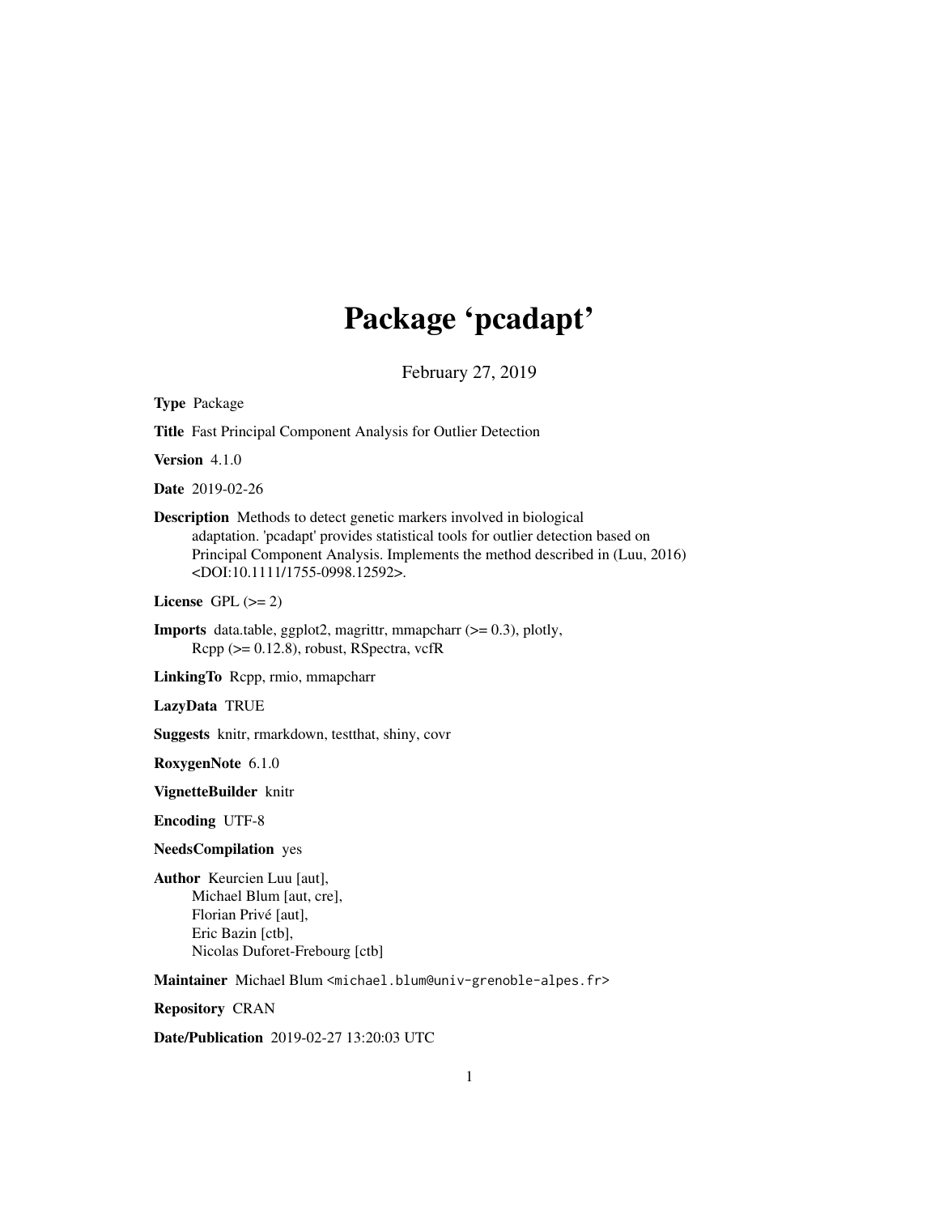# Package 'pcadapt'

February 27, 2019

**Type** Package

**Title** Fast Principal Component Analysis for Outlier Detection

**Version** 4.1.0

**Date** 2019-02-26

**Description** Methods to detect genetic markers involved in biological adaptation. 'pcadapt' provides statistical tools for outlier detection based on Principal Component Analysis. Implements the method described in (Luu, 2016) <DOI:10.1111/1755-0998.12592>.

**License** GPL (>= 2)

**Imports** data.table, ggplot2, magrittr, mmapcharr (>= 0.3), plotly, Rcpp (>= 0.12.8), robust, RSpectra, vcfR

**LinkingTo** Rcpp, rmio, mmapcharr

**LazyData** TRUE

**Suggests** knitr, rmarkdown, testthat, shiny, covr

**RoxygenNote** 6.1.0

**VignetteBuilder** knitr

**Encoding** UTF-8

**NeedsCompilation** yes

**Author** Keurcien Luu [aut],
Michael Blum [aut, cre],
Florian Privé [aut],
Eric Bazin [ctb],
Nicolas Duforet-Frebourg [ctb]

**Maintainer** Michael Blum <michael.blum@univ-grenoble-alpes.fr>

**Repository** CRAN

**Date/Publication** 2019-02-27 13:20:03 UTC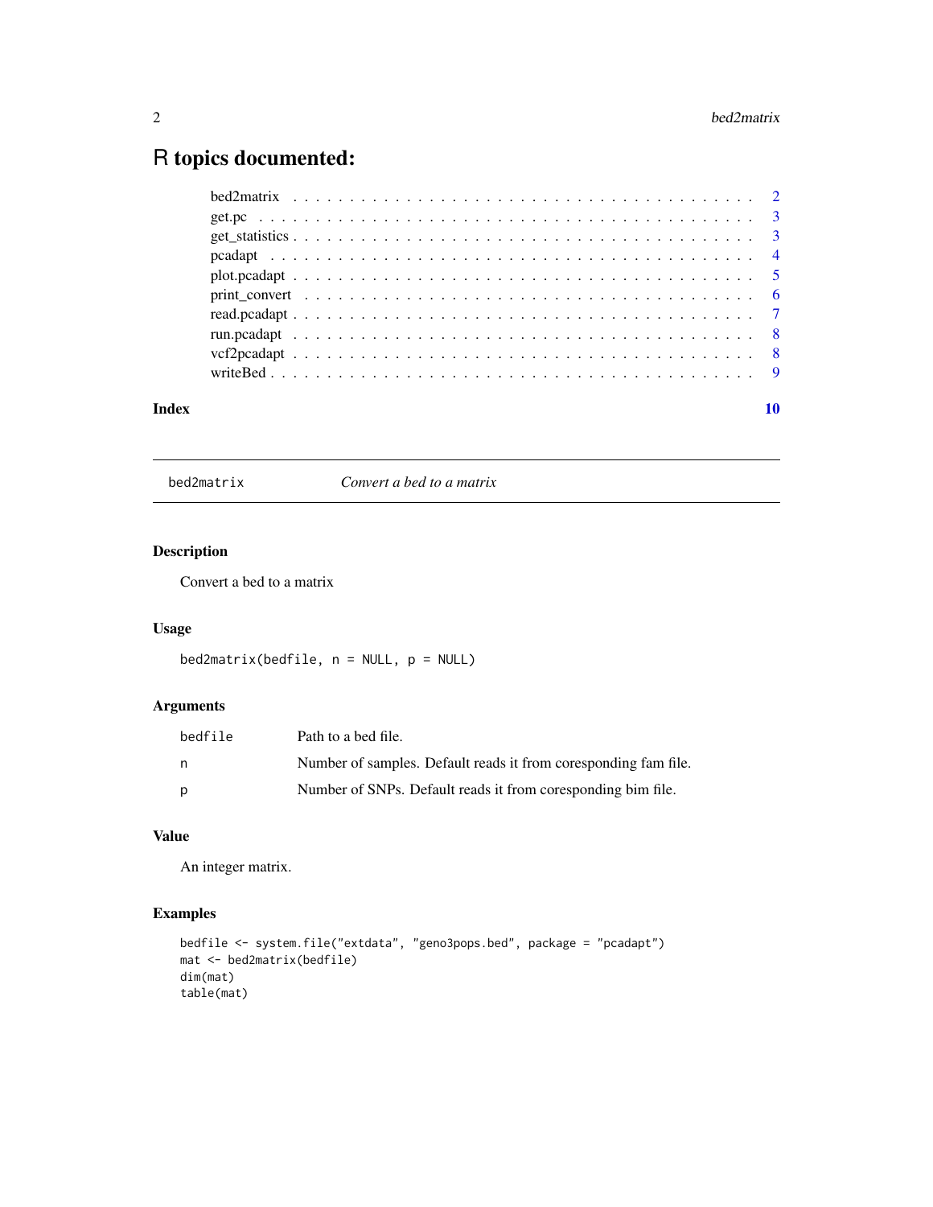# R topics documented:

| | |
|---|---|
| bed2matrix | 2 |
| get.pc | 3 |
| get_statistics | 3 |
| pcadapt | 4 |
| plot.pcadapt | 5 |
| print_convert | 6 |
| read.pcadapt | 7 |
| run.pcadapt | 8 |
| vcf2pcadapt | 8 |
| writeBed | 9 |

**Index** 10

---

bed2matrix &nbsp;&nbsp;&nbsp;&nbsp; *Convert a bed to a matrix*

---

## Description

Convert a bed to a matrix

## Usage

```
bed2matrix(bedfile, n = NULL, p = NULL)
```

## Arguments

| | |
|---|---|
| bedfile | Path to a bed file. |
| n | Number of samples. Default reads it from coresponding fam file. |
| p | Number of SNPs. Default reads it from coresponding bim file. |

## Value

An integer matrix.

## Examples

```
bedfile <- system.file("extdata", "geno3pops.bed", package = "pcadapt")
mat <- bed2matrix(bedfile)
dim(mat)
table(mat)
```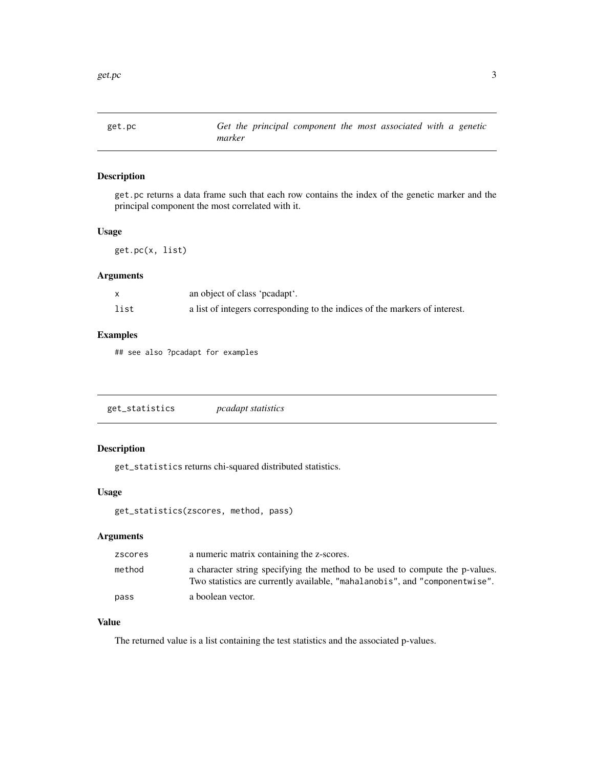## get.pc — *Get the principal component the most associated with a genetic marker*

### Description

`get.pc` returns a data frame such that each row contains the index of the genetic marker and the principal component the most correlated with it.

### Usage

```
get.pc(x, list)
```

### Arguments

| | |
|---|---|
| `x` | an object of class 'pcadapt'. |
| `list` | a list of integers corresponding to the indices of the markers of interest. |

### Examples

```
## see also ?pcadapt for examples
```

## get_statistics — *pcadapt statistics*

### Description

`get_statistics` returns chi-squared distributed statistics.

### Usage

```
get_statistics(zscores, method, pass)
```

### Arguments

| | |
|---|---|
| `zscores` | a numeric matrix containing the z-scores. |
| `method` | a character string specifying the method to be used to compute the p-values. Two statistics are currently available, `"mahalanobis"`, and `"componentwise"`. |
| `pass` | a boolean vector. |

### Value

The returned value is a list containing the test statistics and the associated p-values.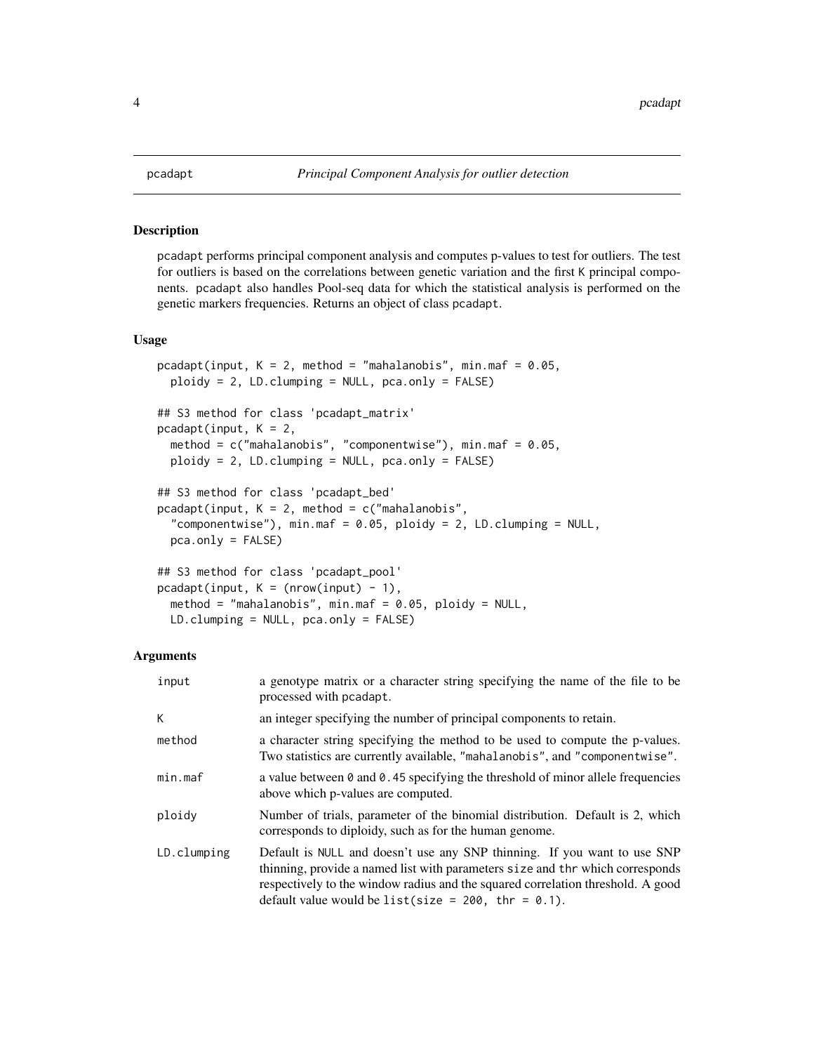# pcadapt — *Principal Component Analysis for outlier detection*

## Description

pcadapt performs principal component analysis and computes p-values to test for outliers. The test for outliers is based on the correlations between genetic variation and the first K principal components. pcadapt also handles Pool-seq data for which the statistical analysis is performed on the genetic markers frequencies. Returns an object of class pcadapt.

## Usage

```
pcadapt(input, K = 2, method = "mahalanobis", min.maf = 0.05,
  ploidy = 2, LD.clumping = NULL, pca.only = FALSE)

## S3 method for class 'pcadapt_matrix'
pcadapt(input, K = 2,
  method = c("mahalanobis", "componentwise"), min.maf = 0.05,
  ploidy = 2, LD.clumping = NULL, pca.only = FALSE)

## S3 method for class 'pcadapt_bed'
pcadapt(input, K = 2, method = c("mahalanobis",
  "componentwise"), min.maf = 0.05, ploidy = 2, LD.clumping = NULL,
  pca.only = FALSE)

## S3 method for class 'pcadapt_pool'
pcadapt(input, K = (nrow(input) - 1),
  method = "mahalanobis", min.maf = 0.05, ploidy = NULL,
  LD.clumping = NULL, pca.only = FALSE)
```

## Arguments

| | |
|---|---|
| `input` | a genotype matrix or a character string specifying the name of the file to be processed with pcadapt. |
| `K` | an integer specifying the number of principal components to retain. |
| `method` | a character string specifying the method to be used to compute the p-values. Two statistics are currently available, "mahalanobis", and "componentwise". |
| `min.maf` | a value between 0 and 0.45 specifying the threshold of minor allele frequencies above which p-values are computed. |
| `ploidy` | Number of trials, parameter of the binomial distribution. Default is 2, which corresponds to diploidy, such as for the human genome. |
| `LD.clumping` | Default is NULL and doesn't use any SNP thinning. If you want to use SNP thinning, provide a named list with parameters size and thr which corresponds respectively to the window radius and the squared correlation threshold. A good default value would be list(size = 200, thr = 0.1). |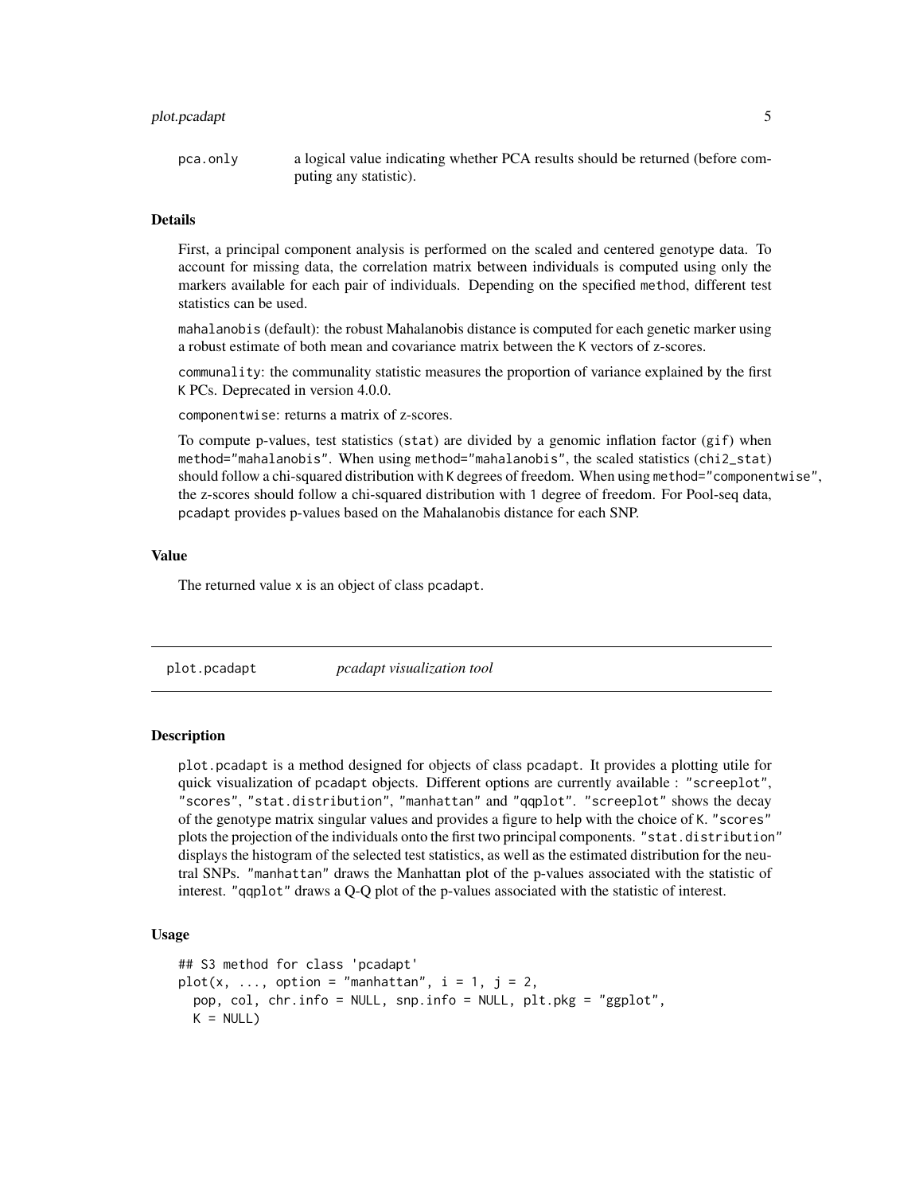| | |
|---|---|
| pca.only | a logical value indicating whether PCA results should be returned (before computing any statistic). |

### Details

First, a principal component analysis is performed on the scaled and centered genotype data. To account for missing data, the correlation matrix between individuals is computed using only the markers available for each pair of individuals. Depending on the specified `method`, different test statistics can be used.

`mahalanobis` (default): the robust Mahalanobis distance is computed for each genetic marker using a robust estimate of both mean and covariance matrix between the `K` vectors of z-scores.

`communality`: the communality statistic measures the proportion of variance explained by the first `K` PCs. Deprecated in version 4.0.0.

`componentwise`: returns a matrix of z-scores.

To compute p-values, test statistics (`stat`) are divided by a genomic inflation factor (`gif`) when `method="mahalanobis"`. When using `method="mahalanobis"`, the scaled statistics (`chi2_stat`) should follow a chi-squared distribution with `K` degrees of freedom. When using `method="componentwise"`, the z-scores should follow a chi-squared distribution with `1` degree of freedom. For Pool-seq data, `pcadapt` provides p-values based on the Mahalanobis distance for each SNP.

### Value

The returned value `x` is an object of class `pcadapt`.

---

## plot.pcadapt — *pcadapt visualization tool*

---

### Description

`plot.pcadapt` is a method designed for objects of class `pcadapt`. It provides a plotting utile for quick visualization of `pcadapt` objects. Different options are currently available : `"screeplot"`, `"scores"`, `"stat.distribution"`, `"manhattan"` and `"qqplot"`. `"screeplot"` shows the decay of the genotype matrix singular values and provides a figure to help with the choice of `K`. `"scores"` plots the projection of the individuals onto the first two principal components. `"stat.distribution"` displays the histogram of the selected test statistics, as well as the estimated distribution for the neutral SNPs. `"manhattan"` draws the Manhattan plot of the p-values associated with the statistic of interest. `"qqplot"` draws a Q-Q plot of the p-values associated with the statistic of interest.

### Usage

```
## S3 method for class 'pcadapt'
plot(x, ..., option = "manhattan", i = 1, j = 2,
  pop, col, chr.info = NULL, snp.info = NULL, plt.pkg = "ggplot",
  K = NULL)
```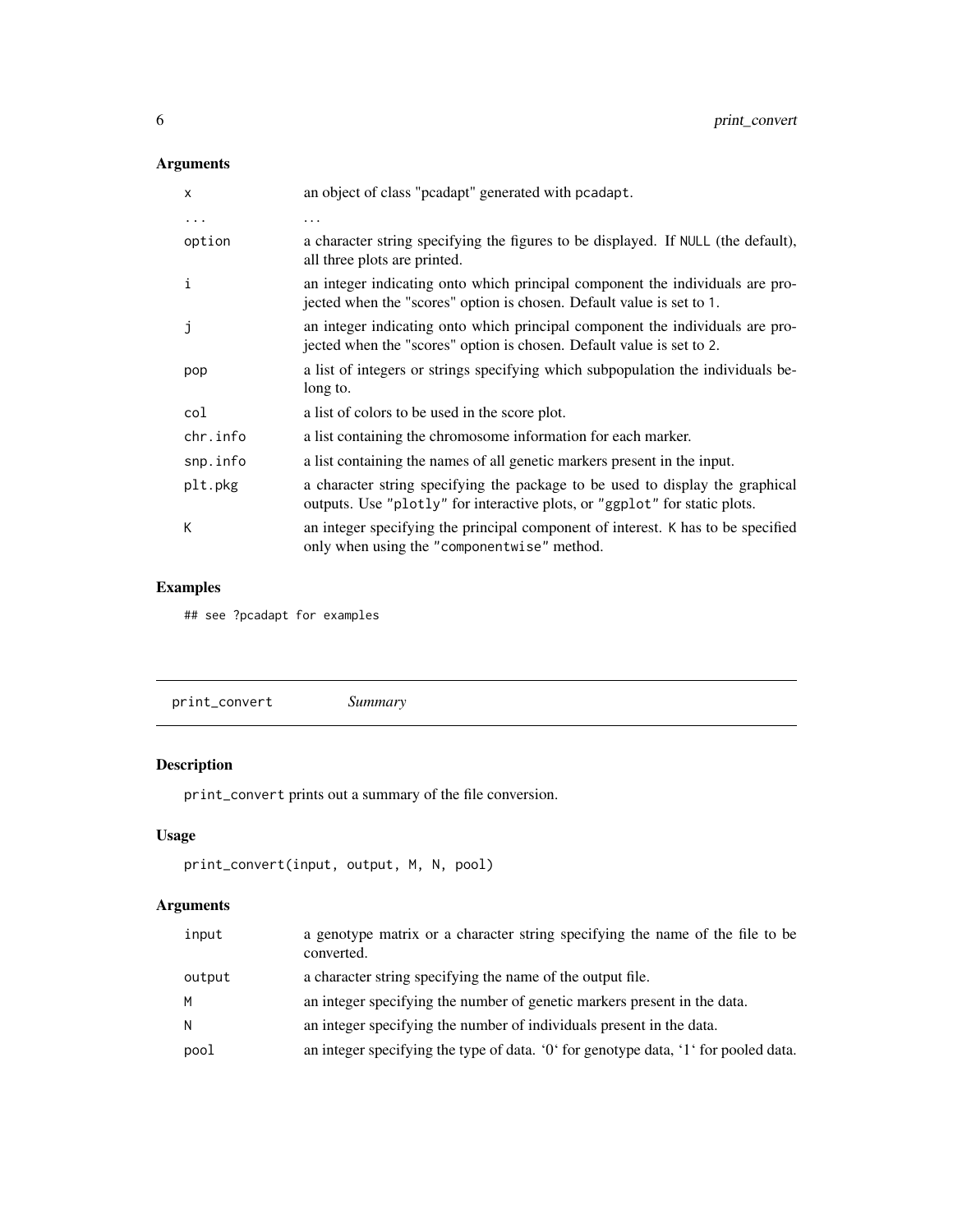## Arguments

| | |
|---|---|
| `x` | an object of class "pcadapt" generated with `pcadapt`. |
| `...` | ... |
| `option` | a character string specifying the figures to be displayed. If `NULL` (the default), all three plots are printed. |
| `i` | an integer indicating onto which principal component the individuals are projected when the "scores" option is chosen. Default value is set to `1`. |
| `j` | an integer indicating onto which principal component the individuals are projected when the "scores" option is chosen. Default value is set to `2`. |
| `pop` | a list of integers or strings specifying which subpopulation the individuals belong to. |
| `col` | a list of colors to be used in the score plot. |
| `chr.info` | a list containing the chromosome information for each marker. |
| `snp.info` | a list containing the names of all genetic markers present in the input. |
| `plt.pkg` | a character string specifying the package to be used to display the graphical outputs. Use `"plotly"` for interactive plots, or `"ggplot"` for static plots. |
| `K` | an integer specifying the principal component of interest. `K` has to be specified only when using the `"componentwise"` method. |

## Examples

```
## see ?pcadapt for examples
```

---

# print_convert — *Summary*

## Description

`print_convert` prints out a summary of the file conversion.

## Usage

```
print_convert(input, output, M, N, pool)
```

## Arguments

| | |
|---|---|
| `input` | a genotype matrix or a character string specifying the name of the file to be converted. |
| `output` | a character string specifying the name of the output file. |
| `M` | an integer specifying the number of genetic markers present in the data. |
| `N` | an integer specifying the number of individuals present in the data. |
| `pool` | an integer specifying the type of data. '0' for genotype data, '1' for pooled data. |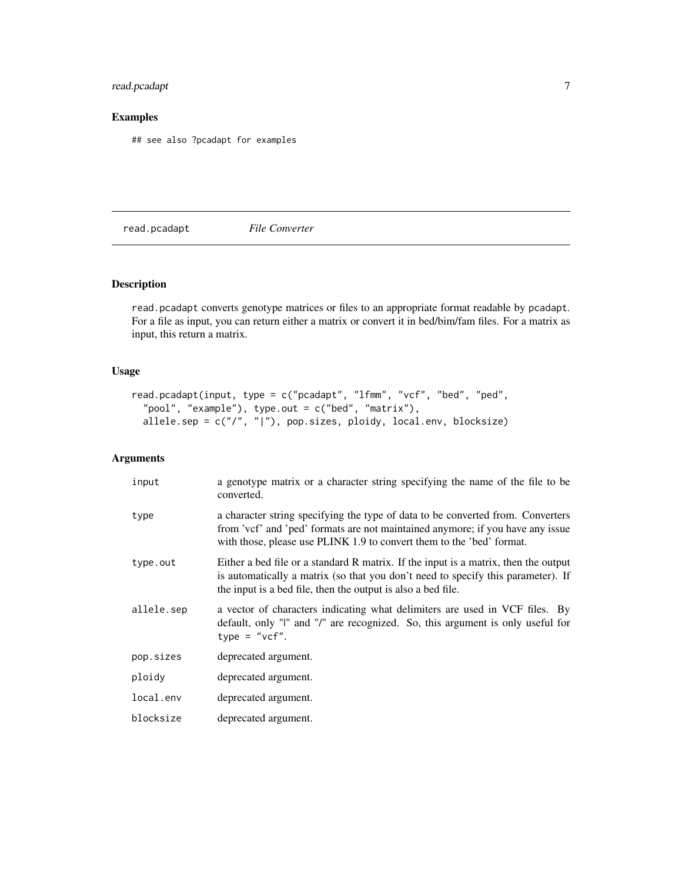## Examples

```
## see also ?pcadapt for examples
```

---

# read.pcadapt *File Converter*

---

## Description

read.pcadapt converts genotype matrices or files to an appropriate format readable by pcadapt. For a file as input, you can return either a matrix or convert it in bed/bim/fam files. For a matrix as input, this return a matrix.

## Usage

```
read.pcadapt(input, type = c("pcadapt", "lfmm", "vcf", "bed", "ped",
  "pool", "example"), type.out = c("bed", "matrix"),
  allele.sep = c("/", "|"), pop.sizes, ploidy, local.env, blocksize)
```

## Arguments

| | |
|---|---|
| input | a genotype matrix or a character string specifying the name of the file to be converted. |
| type | a character string specifying the type of data to be converted from. Converters from 'vcf' and 'ped' formats are not maintained anymore; if you have any issue with those, please use PLINK 1.9 to convert them to the 'bed' format. |
| type.out | Either a bed file or a standard R matrix. If the input is a matrix, then the output is automatically a matrix (so that you don't need to specify this parameter). If the input is a bed file, then the output is also a bed file. |
| allele.sep | a vector of characters indicating what delimiters are used in VCF files. By default, only "\|" and "/" are recognized. So, this argument is only useful for type = "vcf". |
| pop.sizes | deprecated argument. |
| ploidy | deprecated argument. |
| local.env | deprecated argument. |
| blocksize | deprecated argument. |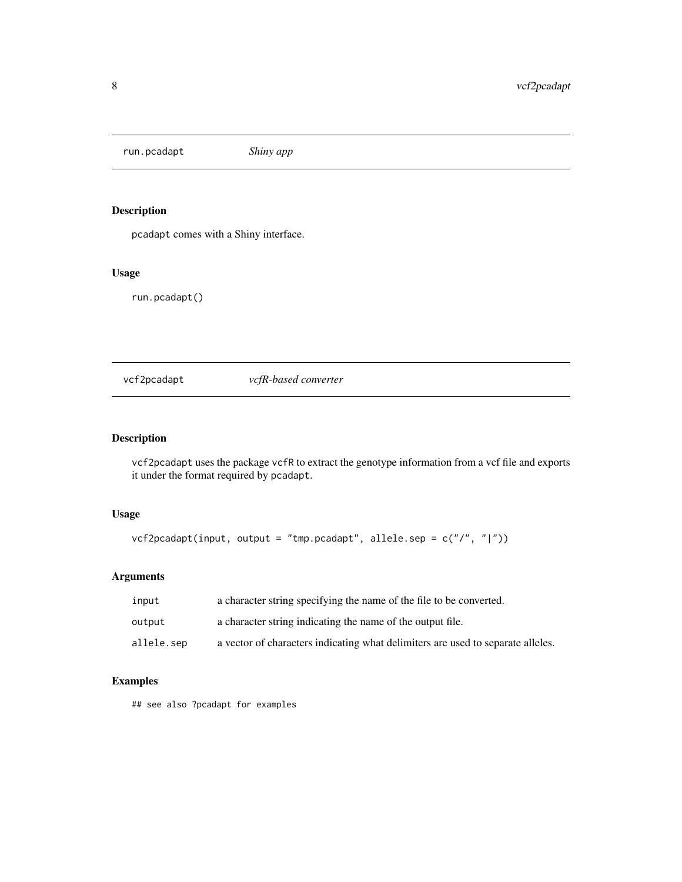## run.pcadapt *Shiny app*

### Description

pcadapt comes with a Shiny interface.

### Usage

```
run.pcadapt()
```

## vcf2pcadapt *vcfR-based converter*

### Description

vcf2pcadapt uses the package vcfR to extract the genotype information from a vcf file and exports it under the format required by pcadapt.

### Usage

```
vcf2pcadapt(input, output = "tmp.pcadapt", allele.sep = c("/", "|"))
```

### Arguments

| | |
|---|---|
| input | a character string specifying the name of the file to be converted. |
| output | a character string indicating the name of the output file. |
| allele.sep | a vector of characters indicating what delimiters are used to separate alleles. |

### Examples

```
## see also ?pcadapt for examples
```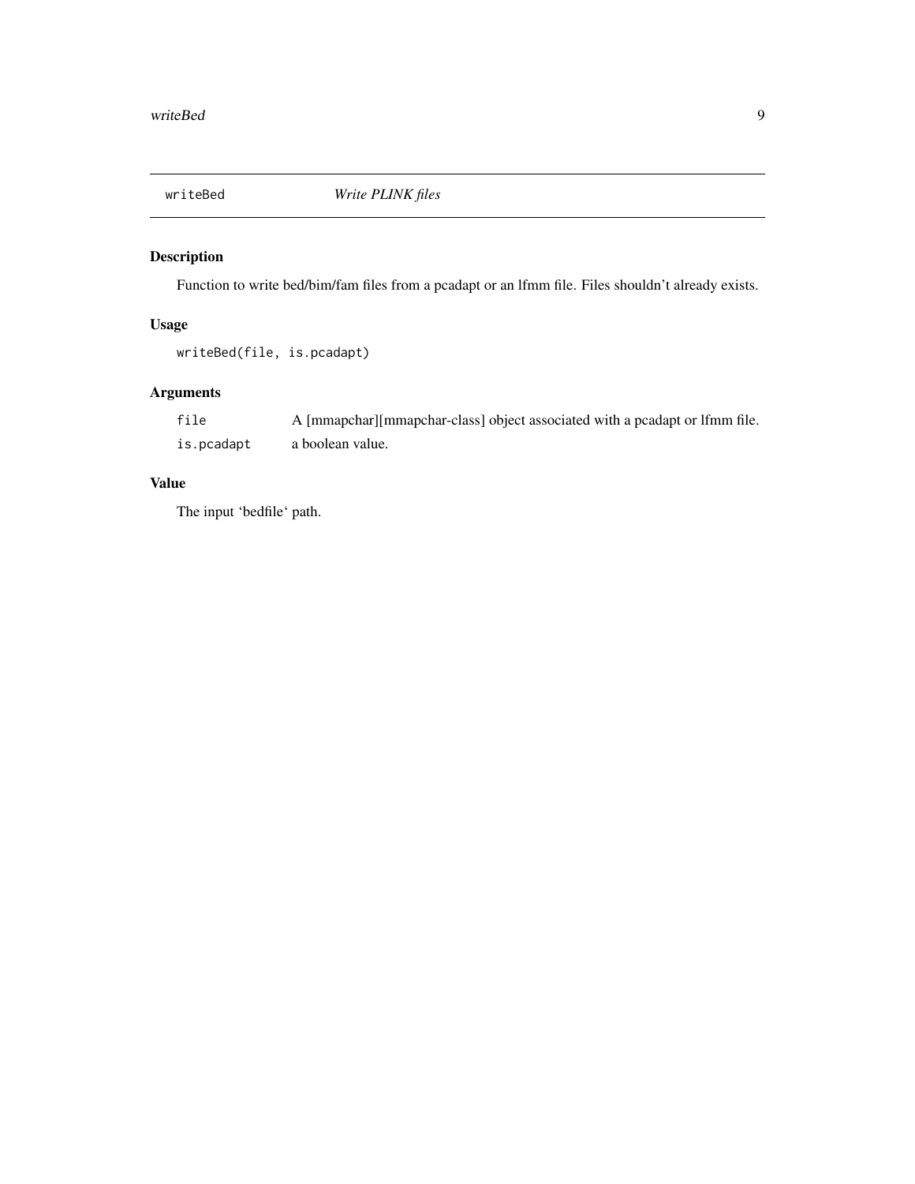# writeBed — *Write PLINK files*

## Description

Function to write bed/bim/fam files from a pcadapt or an lfmm file. Files shouldn't already exists.

## Usage

```
writeBed(file, is.pcadapt)
```

## Arguments

| | |
|---|---|
| `file` | A [mmapchar][mmapchar-class] object associated with a pcadapt or lfmm file. |
| `is.pcadapt` | a boolean value. |

## Value

The input 'bedfile' path.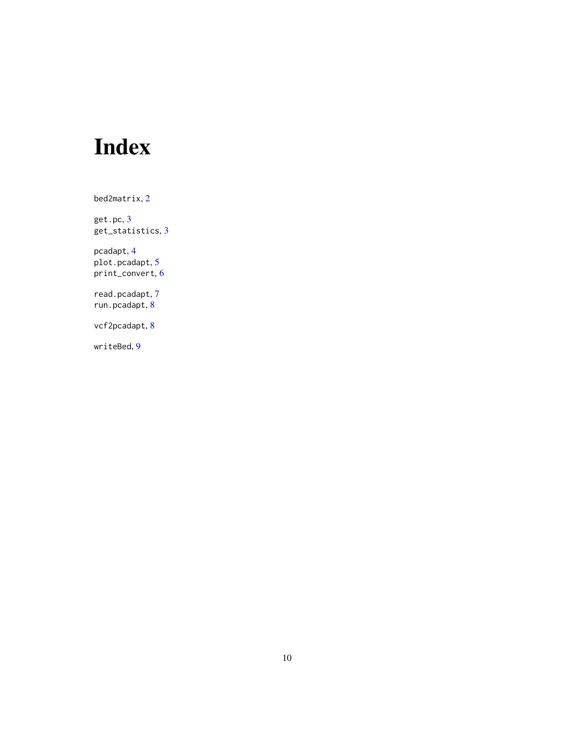# Index

bed2matrix, 2

get.pc, 3
get_statistics, 3

pcadapt, 4
plot.pcadapt, 5
print_convert, 6

read.pcadapt, 7
run.pcadapt, 8

vcf2pcadapt, 8

writeBed, 9